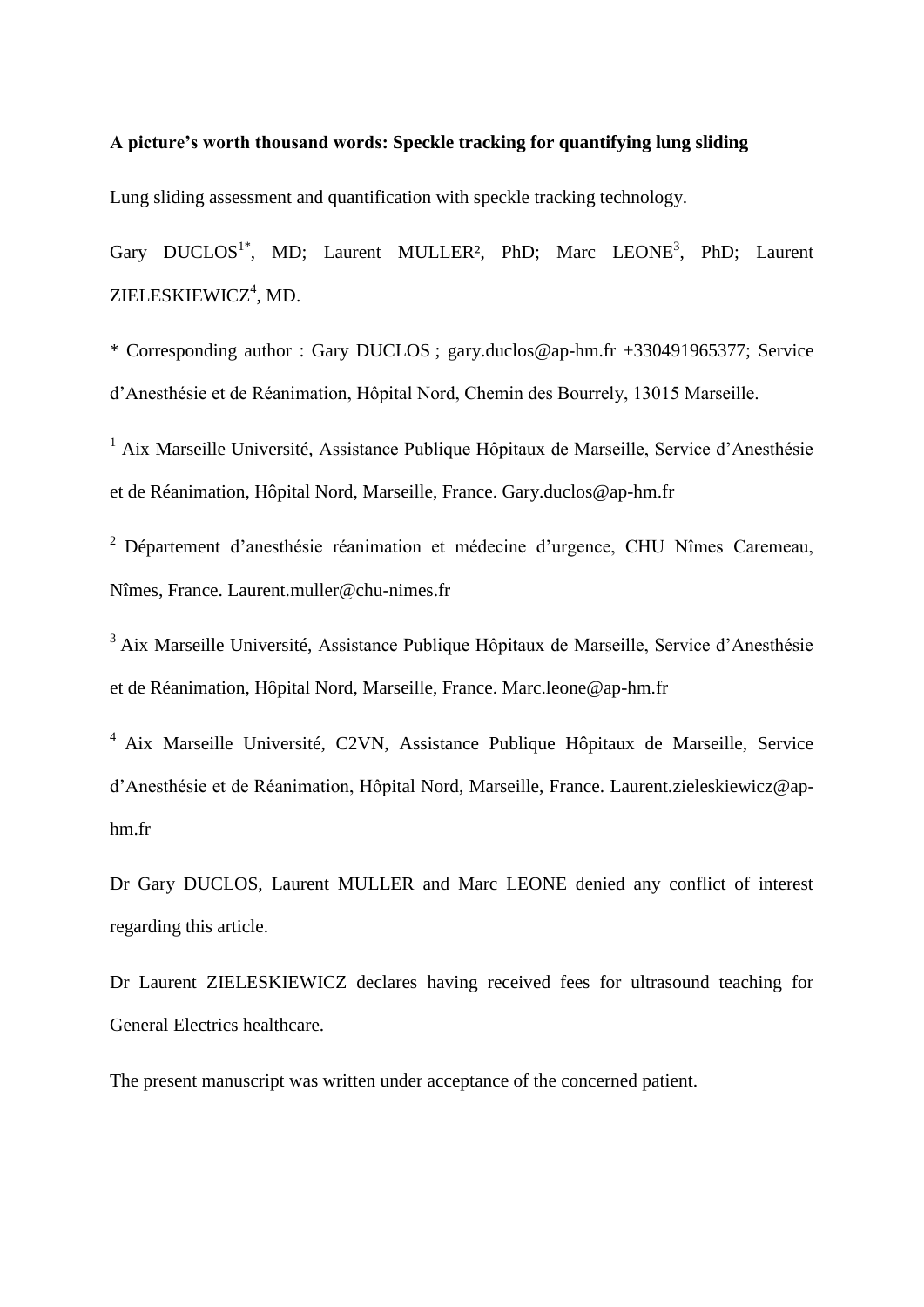**A picture's worth thousand words: Speckle tracking for quantifying lung sliding**

Lung sliding assessment and quantification with speckle tracking technology.

Gary DUCLOS[1*], MD; Laurent MULLER[2], PhD; Marc LEONE[3], PhD; Laurent ZIELESKIEWICZ[4], MD.

* Corresponding author : Gary DUCLOS ; gary.duclos@ap-hm.fr +330491965377; Service d'Anesthésie et de Réanimation, Hôpital Nord, Chemin des Bourrely, 13015 Marseille.

[1] Aix Marseille Université, Assistance Publique Hôpitaux de Marseille, Service d'Anesthésie et de Réanimation, Hôpital Nord, Marseille, France. Gary.duclos@ap-hm.fr

[2] Département d'anesthésie réanimation et médecine d'urgence, CHU Nîmes Caremeau, Nîmes, France. Laurent.muller@chu-nimes.fr

[3] Aix Marseille Université, Assistance Publique Hôpitaux de Marseille, Service d'Anesthésie et de Réanimation, Hôpital Nord, Marseille, France. Marc.leone@ap-hm.fr

[4] Aix Marseille Université, C2VN, Assistance Publique Hôpitaux de Marseille, Service d'Anesthésie et de Réanimation, Hôpital Nord, Marseille, France. Laurent.zieleskiewicz@ap-hm.fr

Dr Gary DUCLOS, Laurent MULLER and Marc LEONE denied any conflict of interest regarding this article.

Dr Laurent ZIELESKIEWICZ declares having received fees for ultrasound teaching for General Electrics healthcare.

The present manuscript was written under acceptance of the concerned patient.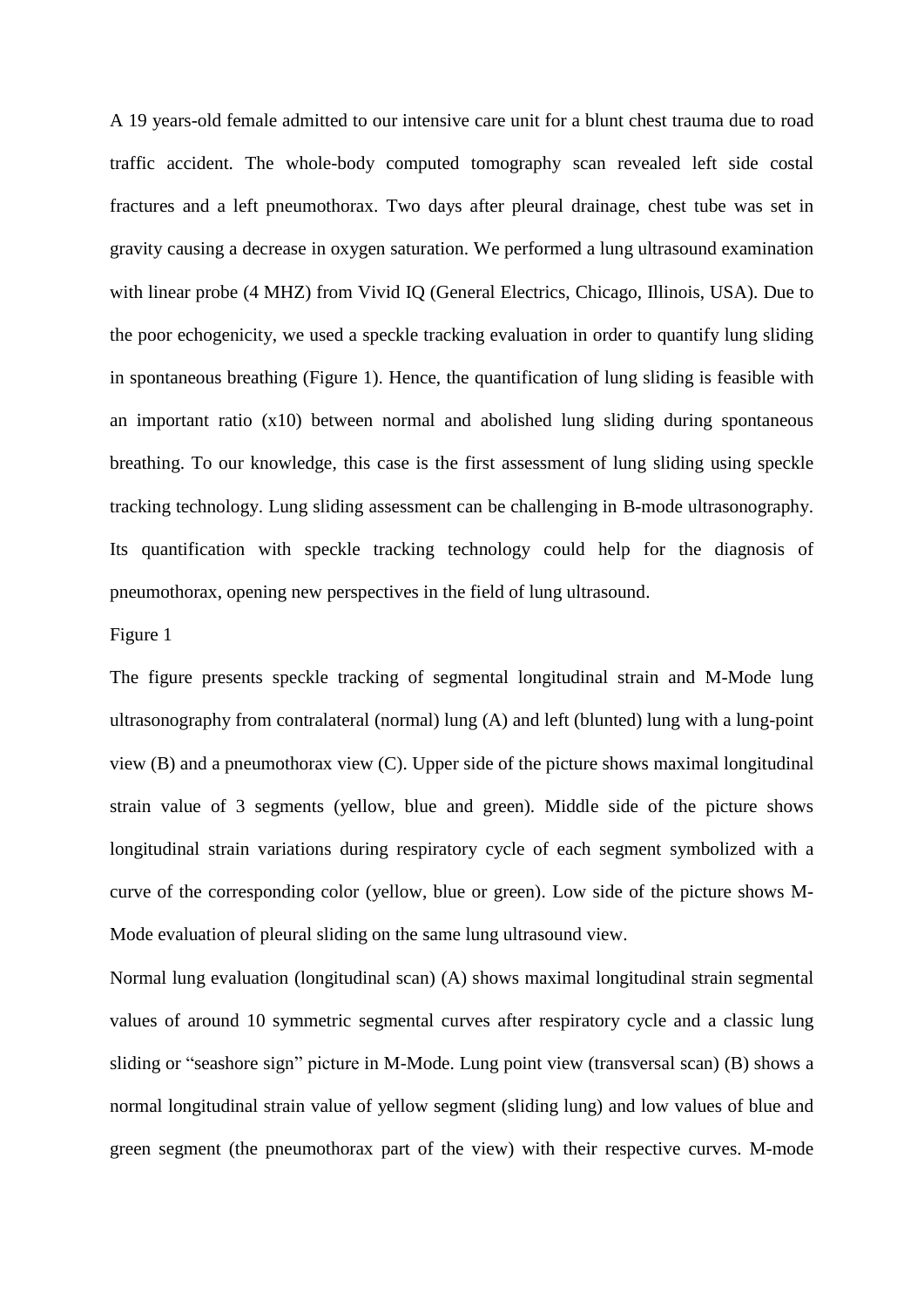A 19 years-old female admitted to our intensive care unit for a blunt chest trauma due to road traffic accident. The whole-body computed tomography scan revealed left side costal fractures and a left pneumothorax. Two days after pleural drainage, chest tube was set in gravity causing a decrease in oxygen saturation. We performed a lung ultrasound examination with linear probe (4 MHZ) from Vivid IQ (General Electrics, Chicago, Illinois, USA). Due to the poor echogenicity, we used a speckle tracking evaluation in order to quantify lung sliding in spontaneous breathing (Figure 1). Hence, the quantification of lung sliding is feasible with an important ratio (x10) between normal and abolished lung sliding during spontaneous breathing. To our knowledge, this case is the first assessment of lung sliding using speckle tracking technology. Lung sliding assessment can be challenging in B-mode ultrasonography. Its quantification with speckle tracking technology could help for the diagnosis of pneumothorax, opening new perspectives in the field of lung ultrasound.

Figure 1

The figure presents speckle tracking of segmental longitudinal strain and M-Mode lung ultrasonography from contralateral (normal) lung (A) and left (blunted) lung with a lung-point view (B) and a pneumothorax view (C). Upper side of the picture shows maximal longitudinal strain value of 3 segments (yellow, blue and green). Middle side of the picture shows longitudinal strain variations during respiratory cycle of each segment symbolized with a curve of the corresponding color (yellow, blue or green). Low side of the picture shows M-Mode evaluation of pleural sliding on the same lung ultrasound view.

Normal lung evaluation (longitudinal scan) (A) shows maximal longitudinal strain segmental values of around 10 symmetric segmental curves after respiratory cycle and a classic lung sliding or "seashore sign" picture in M-Mode. Lung point view (transversal scan) (B) shows a normal longitudinal strain value of yellow segment (sliding lung) and low values of blue and green segment (the pneumothorax part of the view) with their respective curves. M-mode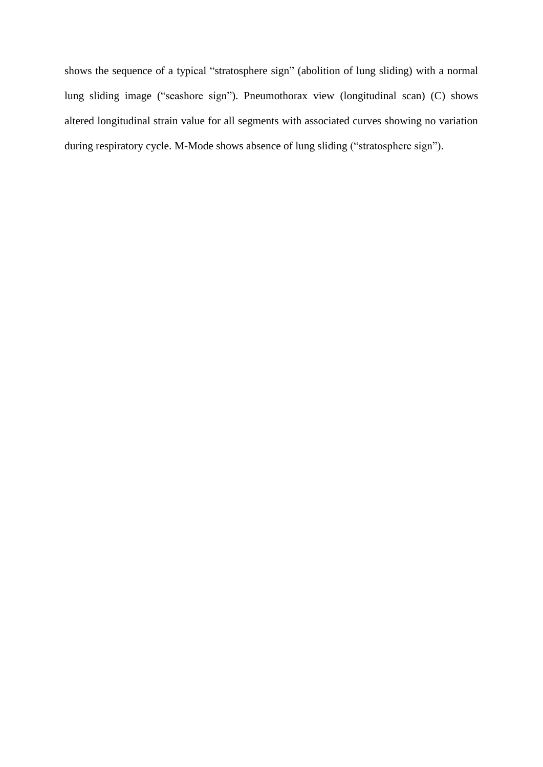shows the sequence of a typical “stratosphere sign” (abolition of lung sliding) with a normal lung sliding image (“seashore sign”). Pneumothorax view (longitudinal scan) (C) shows altered longitudinal strain value for all segments with associated curves showing no variation during respiratory cycle. M-Mode shows absence of lung sliding (“stratosphere sign”).